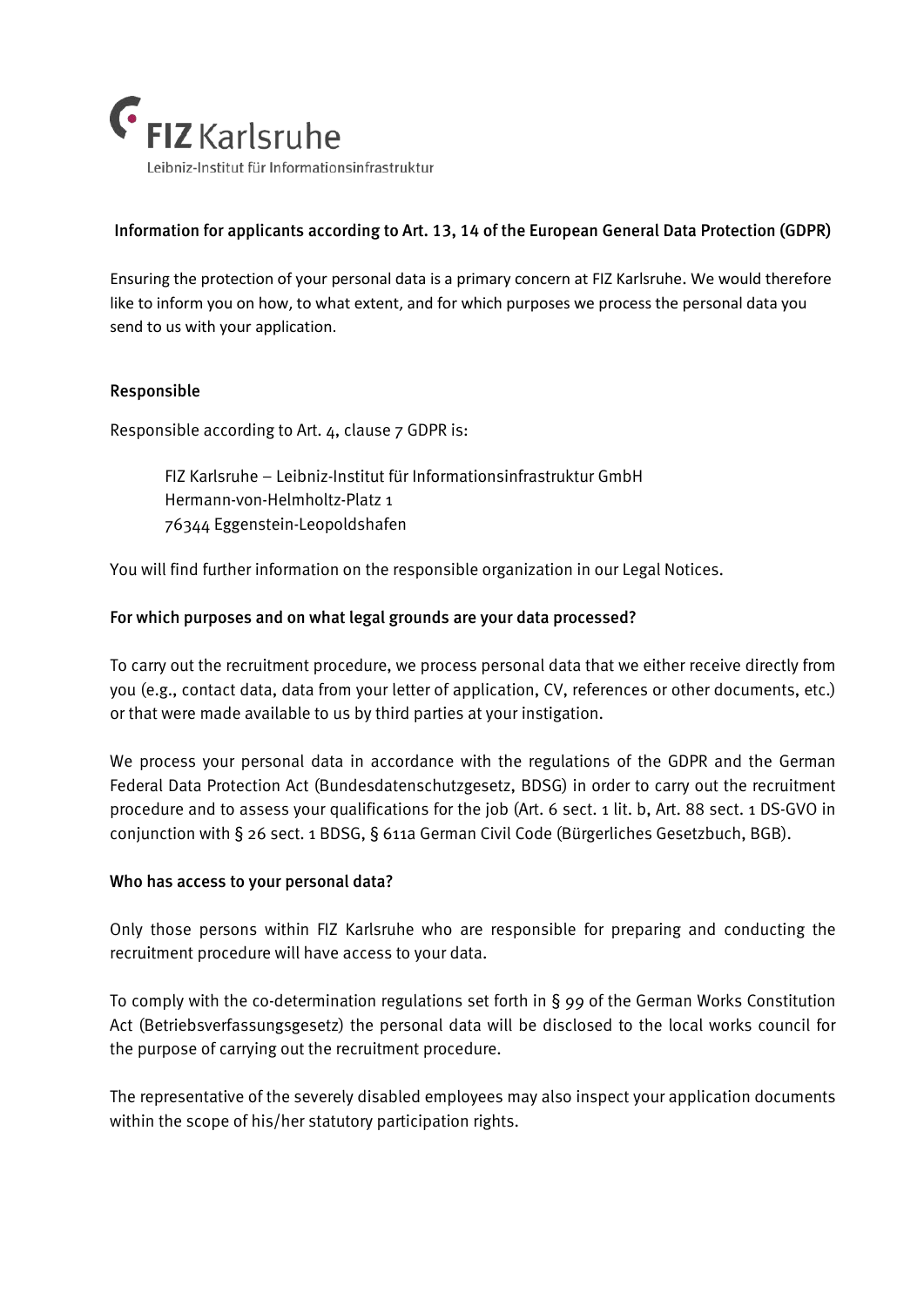FIZ Karlsruhe

Leibniz-Institut für Informationsinfrastruktur

## Information for applicants according to Art. 13, 14 of the European General Data Protection (GDPR)

Ensuring the protection of your personal data is a primary concern at FIZ Karlsruhe. We would therefore like to inform you on how, to what extent, and for which purposes we process the personal data you send to us with your application.

### Responsible

Responsible according to Art. 4, clause 7 GDPR is:

> FIZ Karlsruhe – Leibniz-Institut für Informationsinfrastruktur GmbH
> Hermann-von-Helmholtz-Platz 1
> 76344 Eggenstein-Leopoldshafen

You will find further information on the responsible organization in our Legal Notices.

### For which purposes and on what legal grounds are your data processed?

To carry out the recruitment procedure, we process personal data that we either receive directly from you (e.g., contact data, data from your letter of application, CV, references or other documents, etc.) or that were made available to us by third parties at your instigation.

We process your personal data in accordance with the regulations of the GDPR and the German Federal Data Protection Act (Bundesdatenschutzgesetz, BDSG) in order to carry out the recruitment procedure and to assess your qualifications for the job (Art. 6 sect. 1 lit. b, Art. 88 sect. 1 DS-GVO in conjunction with § 26 sect. 1 BDSG, § 611a German Civil Code (Bürgerliches Gesetzbuch, BGB).

### Who has access to your personal data?

Only those persons within FIZ Karlsruhe who are responsible for preparing and conducting the recruitment procedure will have access to your data.

To comply with the co-determination regulations set forth in § 99 of the German Works Constitution Act (Betriebsverfassungsgesetz) the personal data will be disclosed to the local works council for the purpose of carrying out the recruitment procedure.

The representative of the severely disabled employees may also inspect your application documents within the scope of his/her statutory participation rights.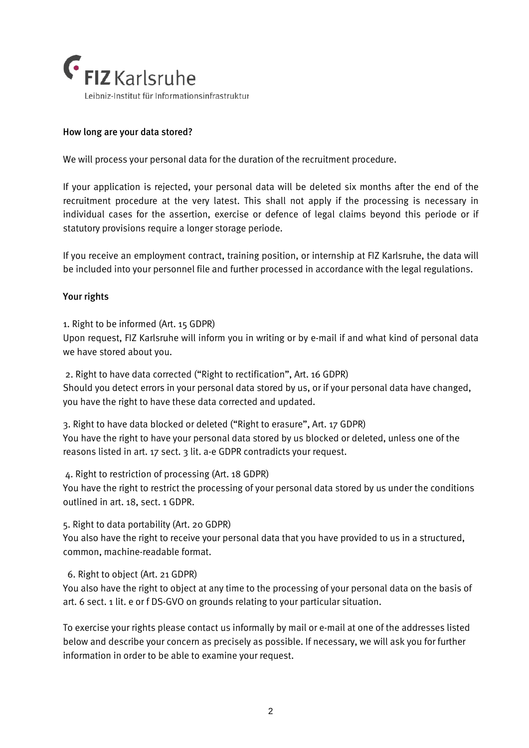## How long are your data stored?

We will process your personal data for the duration of the recruitment procedure.

If your application is rejected, your personal data will be deleted six months after the end of the recruitment procedure at the very latest. This shall not apply if the processing is necessary in individual cases for the assertion, exercise or defence of legal claims beyond this periode or if statutory provisions require a longer storage periode.

If you receive an employment contract, training position, or internship at FIZ Karlsruhe, the data will be included into your personnel file and further processed in accordance with the legal regulations.

## Your rights

1. Right to be informed (Art. 15 GDPR)
Upon request, FIZ Karlsruhe will inform you in writing or by e-mail if and what kind of personal data we have stored about you.

2. Right to have data corrected ("Right to rectification", Art. 16 GDPR)
Should you detect errors in your personal data stored by us, or if your personal data have changed, you have the right to have these data corrected and updated.

3. Right to have data blocked or deleted ("Right to erasure", Art. 17 GDPR)
You have the right to have your personal data stored by us blocked or deleted, unless one of the reasons listed in art. 17 sect. 3 lit. a-e GDPR contradicts your request.

4. Right to restriction of processing (Art. 18 GDPR)
You have the right to restrict the processing of your personal data stored by us under the conditions outlined in art. 18, sect. 1 GDPR.

5. Right to data portability (Art. 20 GDPR)
You also have the right to receive your personal data that you have provided to us in a structured, common, machine-readable format.

6. Right to object (Art. 21 GDPR)
You also have the right to object at any time to the processing of your personal data on the basis of art. 6 sect. 1 lit. e or f DS-GVO on grounds relating to your particular situation.

To exercise your rights please contact us informally by mail or e-mail at one of the addresses listed below and describe your concern as precisely as possible. If necessary, we will ask you for further information in order to be able to examine your request.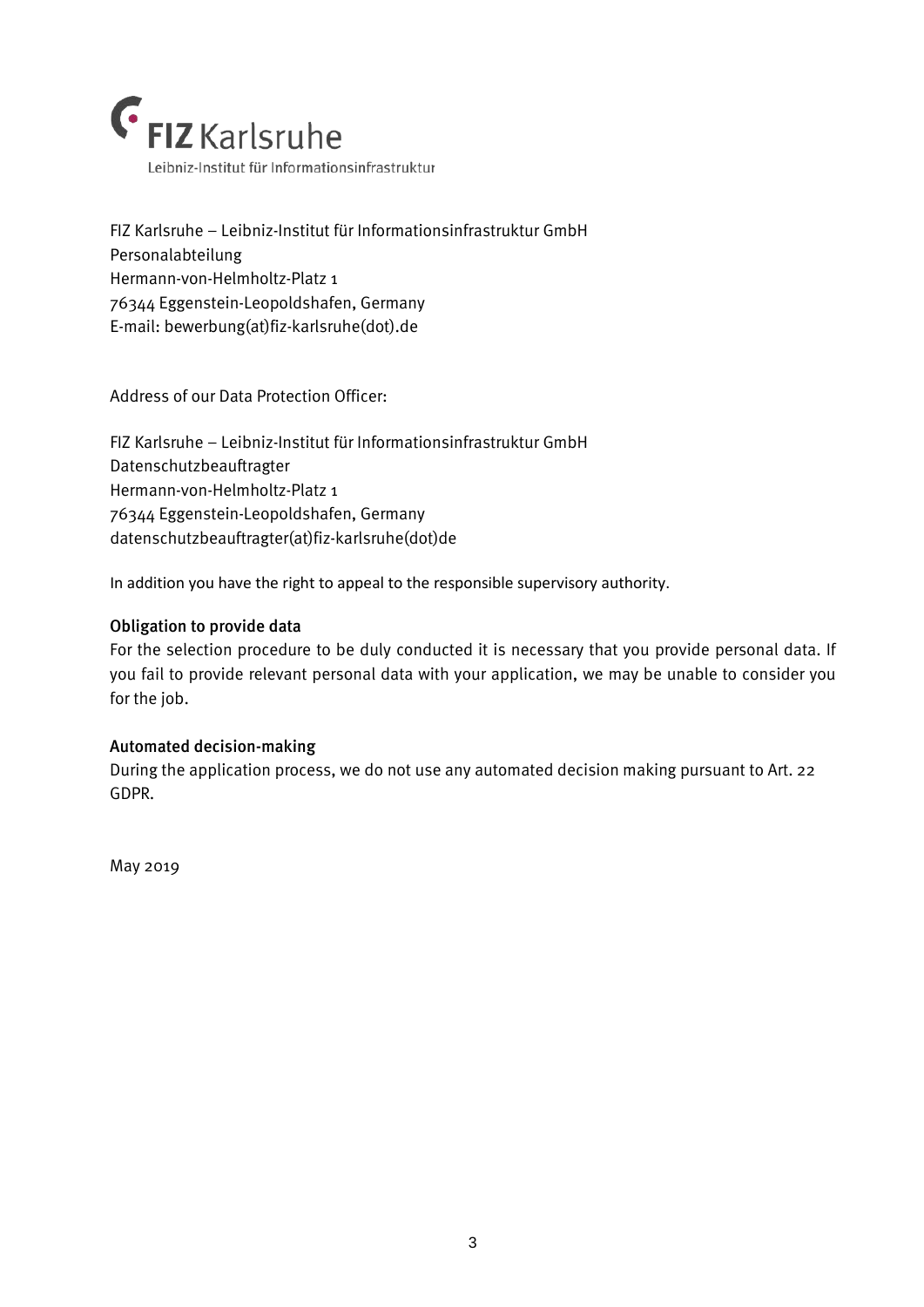FIZ Karlsruhe
Leibniz-Institut für Informationsinfrastruktur

FIZ Karlsruhe – Leibniz-Institut für Informationsinfrastruktur GmbH
Personalabteilung
Hermann-von-Helmholtz-Platz 1
76344 Eggenstein-Leopoldshafen, Germany
E-mail: bewerbung(at)fiz-karlsruhe(dot).de

Address of our Data Protection Officer:

FIZ Karlsruhe – Leibniz-Institut für Informationsinfrastruktur GmbH
Datenschutzbeauftragter
Hermann-von-Helmholtz-Platz 1
76344 Eggenstein-Leopoldshafen, Germany
datenschutzbeauftragter(at)fiz-karlsruhe(dot)de

In addition you have the right to appeal to the responsible supervisory authority.

### Obligation to provide data

For the selection procedure to be duly conducted it is necessary that you provide personal data. If you fail to provide relevant personal data with your application, we may be unable to consider you for the job.

### Automated decision-making

During the application process, we do not use any automated decision making pursuant to Art. 22 GDPR.

May 2019